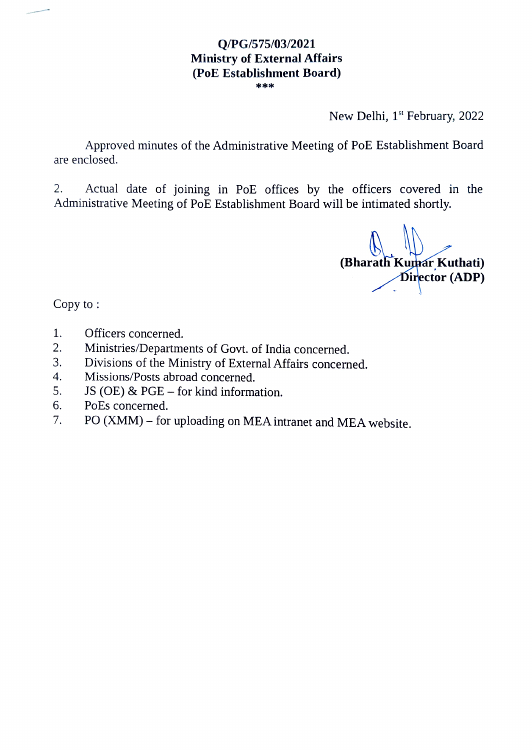**Q/PG/575/03/2021**
**Ministry of External Affairs**
**(PoE Establishment Board)**
\*\*\*

New Delhi, 1st February, 2022

Approved minutes of the Administrative Meeting of PoE Establishment Board are enclosed.

2. Actual date of joining in PoE offices by the officers covered in the Administrative Meeting of PoE Establishment Board will be intimated shortly.

**(Bharath Kumar Kuthati)**
**Director (ADP)**

Copy to :

1. Officers concerned.
2. Ministries/Departments of Govt. of India concerned.
3. Divisions of the Ministry of External Affairs concerned.
4. Missions/Posts abroad concerned.
5. JS (OE) & PGE – for kind information.
6. PoEs concerned.
7. PO (XMM) – for uploading on MEA intranet and MEA website.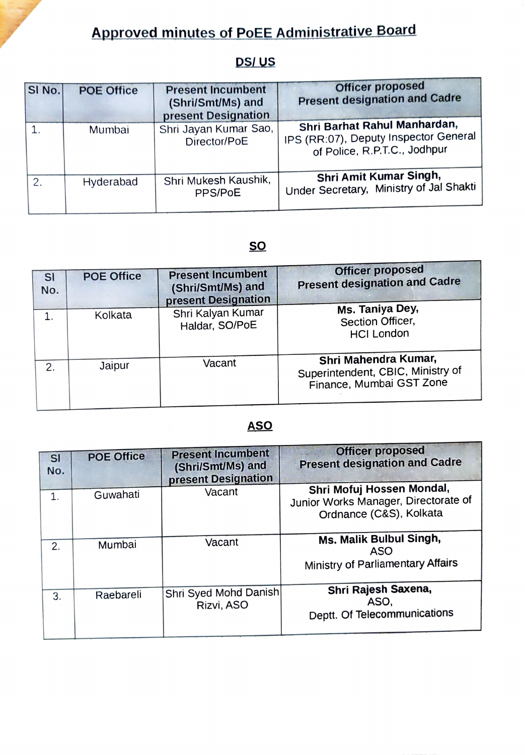# Approved minutes of PoEE Administrative Board

## DS/ US

| Sl No. | POE Office | Present Incumbent (Shri/Smt/Ms) and present Designation | Officer proposed Present designation and Cadre |
|---|---|---|---|
| 1. | Mumbai | Shri Jayan Kumar Sao, Director/PoE | **Shri Barhat Rahul Manhardan,** IPS (RR:07), Deputy Inspector General of Police, R.P.T.C., Jodhpur |
| 2. | Hyderabad | Shri Mukesh Kaushik, PPS/PoE | **Shri Amit Kumar Singh,** Under Secretary, Ministry of Jal Shakti |

## SO

| Sl No. | POE Office | Present Incumbent (Shri/Smt/Ms) and present Designation | Officer proposed Present designation and Cadre |
|---|---|---|---|
| 1. | Kolkata | Shri Kalyan Kumar Haldar, SO/PoE | **Ms. Taniya Dey,** Section Officer, HCI London |
| 2. | Jaipur | Vacant | **Shri Mahendra Kumar,** Superintendent, CBIC, Ministry of Finance, Mumbai GST Zone |

## ASO

| Sl No. | POE Office | Present Incumbent (Shri/Smt/Ms) and present Designation | Officer proposed Present designation and Cadre |
|---|---|---|---|
| 1. | Guwahati | Vacant | **Shri Mofuj Hossen Mondal,** Junior Works Manager, Directorate of Ordnance (C&S), Kolkata |
| 2. | Mumbai | Vacant | **Ms. Malik Bulbul Singh,** ASO Ministry of Parliamentary Affairs |
| 3. | Raebareli | Shri Syed Mohd Danish Rizvi, ASO | **Shri Rajesh Saxena,** ASO, Deptt. Of Telecommunications |